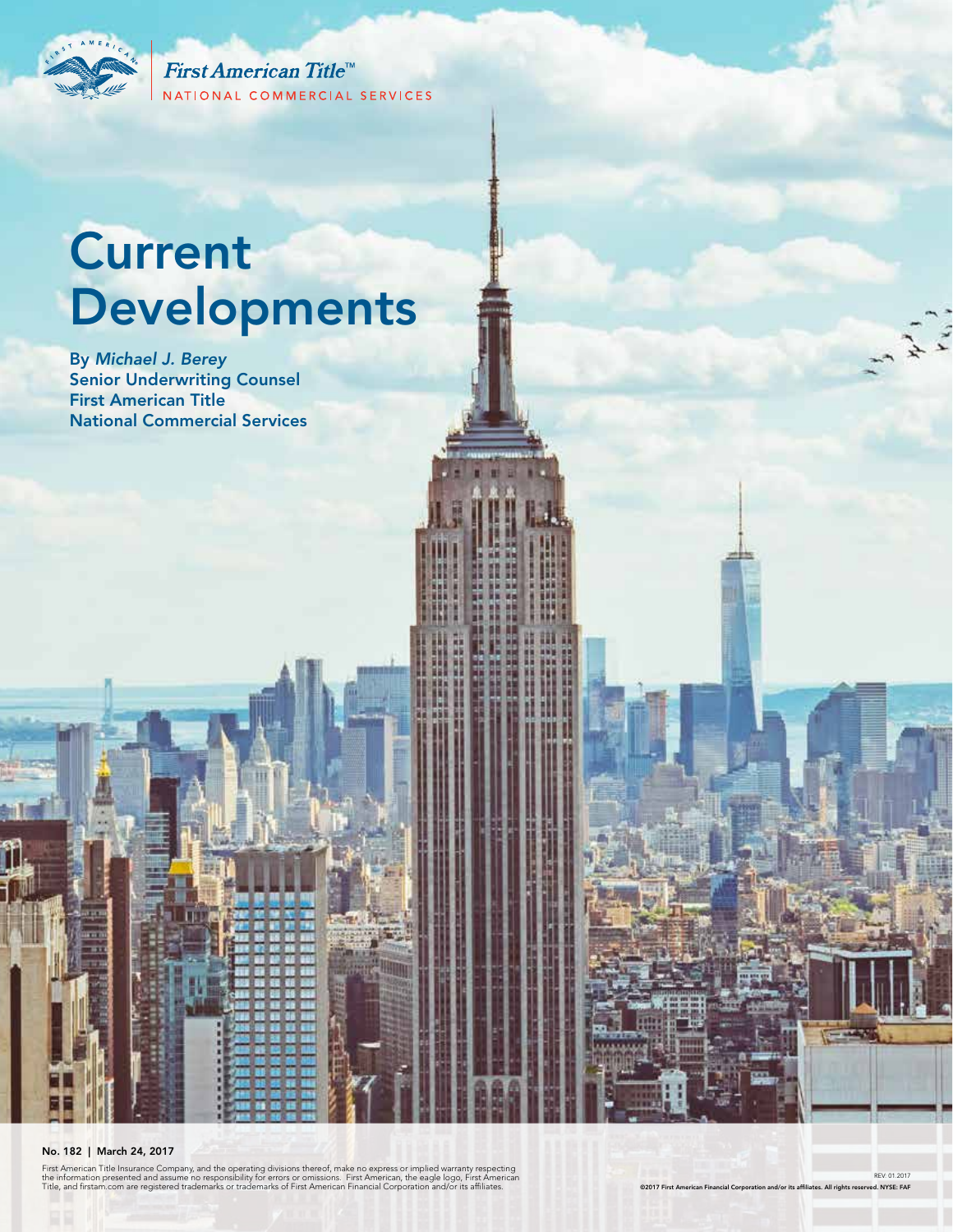First American Title™
NATIONAL COMMERCIAL SERVICES

# Current Developments

By *Michael J. Berey*
Senior Underwriting Counsel
First American Title
National Commercial Services

**No. 182 | March 24, 2017**

First American Title Insurance Company, and the operating divisions thereof, make no express or implied warranty respecting the information presented and assume no responsibility for errors or omissions. First American, the eagle logo, First American Title, and firstam.com are registered trademarks or trademarks of First American Financial Corporation and/or its affiliates.

REV. 01.2017

©2017 First American Financial Corporation and/or its affiliates. All rights reserved. NYSE: FAF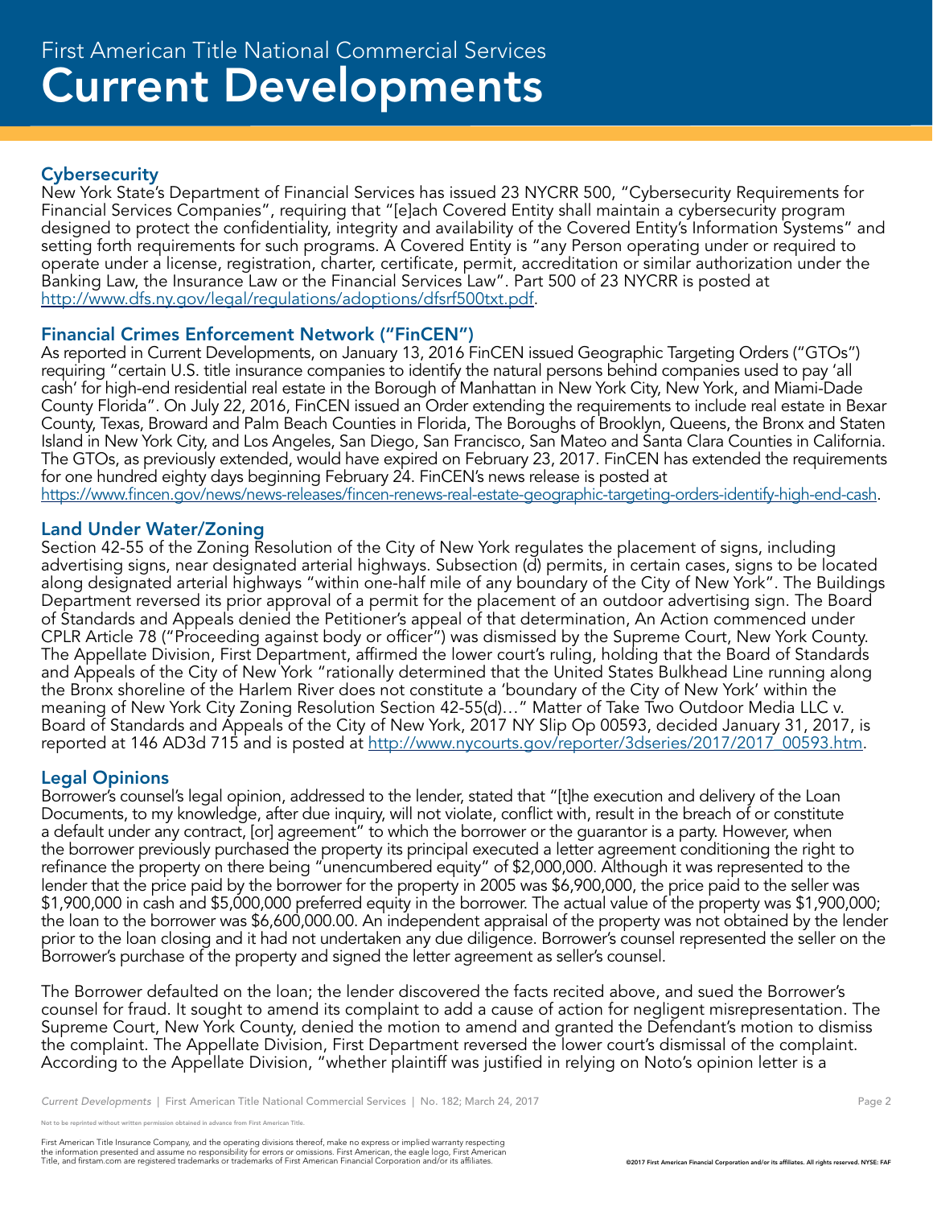# First American Title National Commercial Services
# Current Developments

## Cybersecurity

New York State's Department of Financial Services has issued 23 NYCRR 500, "Cybersecurity Requirements for Financial Services Companies", requiring that "[e]ach Covered Entity shall maintain a cybersecurity program designed to protect the confidentiality, integrity and availability of the Covered Entity's Information Systems" and setting forth requirements for such programs. A Covered Entity is "any Person operating under or required to operate under a license, registration, charter, certificate, permit, accreditation or similar authorization under the Banking Law, the Insurance Law or the Financial Services Law". Part 500 of 23 NYCRR is posted at http://www.dfs.ny.gov/legal/regulations/adoptions/dfsrf500txt.pdf.

## Financial Crimes Enforcement Network ("FinCEN")

As reported in Current Developments, on January 13, 2016 FinCEN issued Geographic Targeting Orders ("GTOs") requiring "certain U.S. title insurance companies to identify the natural persons behind companies used to pay 'all cash' for high-end residential real estate in the Borough of Manhattan in New York City, New York, and Miami-Dade County Florida". On July 22, 2016, FinCEN issued an Order extending the requirements to include real estate in Bexar County, Texas, Broward and Palm Beach Counties in Florida, The Boroughs of Brooklyn, Queens, the Bronx and Staten Island in New York City, and Los Angeles, San Diego, San Francisco, San Mateo and Santa Clara Counties in California. The GTOs, as previously extended, would have expired on February 23, 2017. FinCEN has extended the requirements for one hundred eighty days beginning February 24. FinCEN's news release is posted at https://www.fincen.gov/news/news-releases/fincen-renews-real-estate-geographic-targeting-orders-identify-high-end-cash.

## Land Under Water/Zoning

Section 42-55 of the Zoning Resolution of the City of New York regulates the placement of signs, including advertising signs, near designated arterial highways. Subsection (d) permits, in certain cases, signs to be located along designated arterial highways "within one-half mile of any boundary of the City of New York". The Buildings Department reversed its prior approval of a permit for the placement of an outdoor advertising sign. The Board of Standards and Appeals denied the Petitioner's appeal of that determination, An Action commenced under CPLR Article 78 ("Proceeding against body or officer") was dismissed by the Supreme Court, New York County. The Appellate Division, First Department, affirmed the lower court's ruling, holding that the Board of Standards and Appeals of the City of New York "rationally determined that the United States Bulkhead Line running along the Bronx shoreline of the Harlem River does not constitute a 'boundary of the City of New York' within the meaning of New York City Zoning Resolution Section 42-55(d)…" Matter of Take Two Outdoor Media LLC v. Board of Standards and Appeals of the City of New York, 2017 NY Slip Op 00593, decided January 31, 2017, is reported at 146 AD3d 715 and is posted at http://www.nycourts.gov/reporter/3dseries/2017/2017_00593.htm.

## Legal Opinions

Borrower's counsel's legal opinion, addressed to the lender, stated that "[t]he execution and delivery of the Loan Documents, to my knowledge, after due inquiry, will not violate, conflict with, result in the breach of or constitute a default under any contract, [or] agreement" to which the borrower or the guarantor is a party. However, when the borrower previously purchased the property its principal executed a letter agreement conditioning the right to refinance the property on there being "unencumbered equity" of $2,000,000. Although it was represented to the lender that the price paid by the borrower for the property in 2005 was $6,900,000, the price paid to the seller was $1,900,000 in cash and $5,000,000 preferred equity in the borrower. The actual value of the property was $1,900,000; the loan to the borrower was $6,600,000.00. An independent appraisal of the property was not obtained by the lender prior to the loan closing and it had not undertaken any due diligence. Borrower's counsel represented the seller on the Borrower's purchase of the property and signed the letter agreement as seller's counsel.

The Borrower defaulted on the loan; the lender discovered the facts recited above, and sued the Borrower's counsel for fraud. It sought to amend its complaint to add a cause of action for negligent misrepresentation. The Supreme Court, New York County, denied the motion to amend and granted the Defendant's motion to dismiss the complaint. The Appellate Division, First Department reversed the lower court's dismissal of the complaint. According to the Appellate Division, "whether plaintiff was justified in relying on Noto's opinion letter is a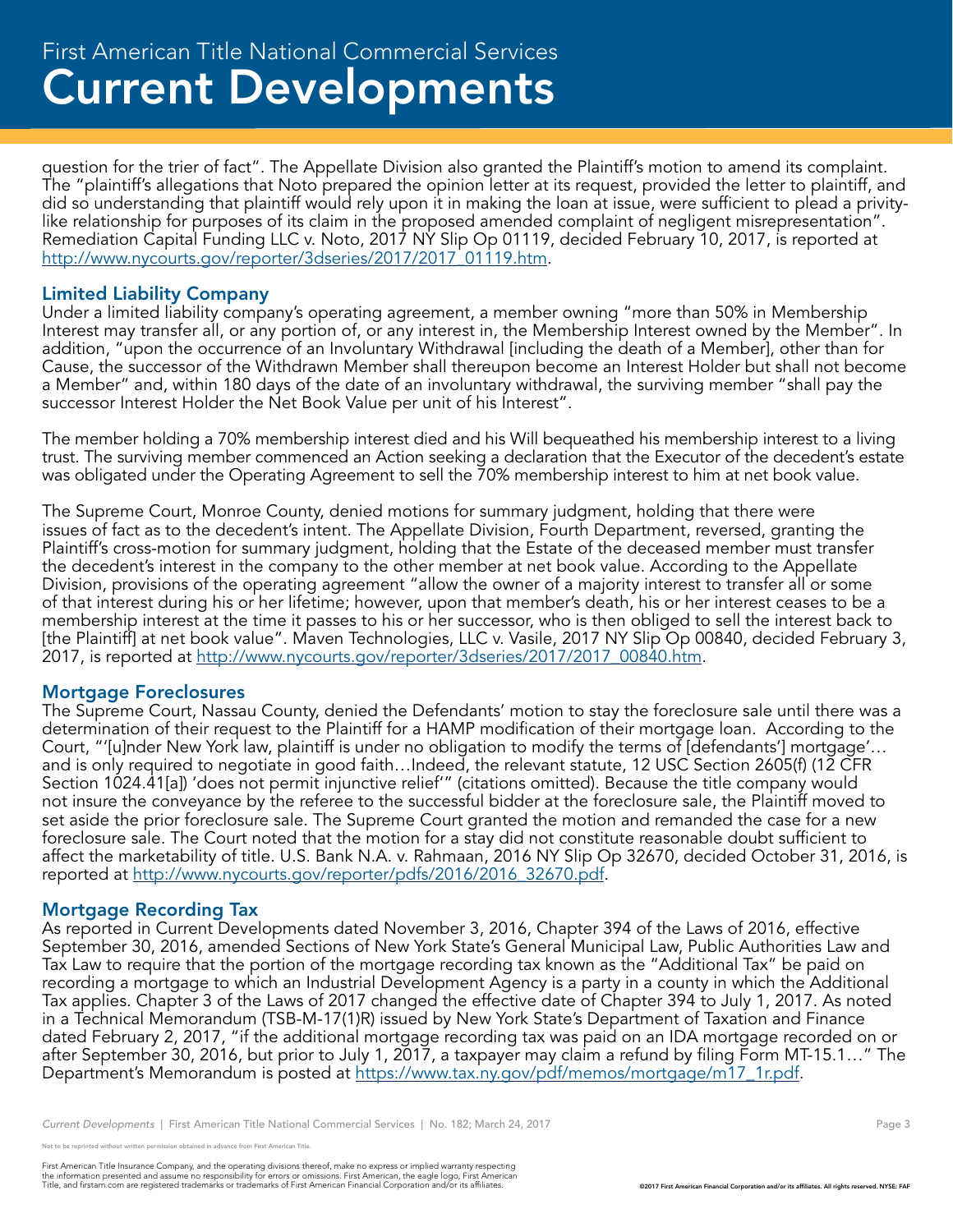question for the trier of fact". The Appellate Division also granted the Plaintiff's motion to amend its complaint. The "plaintiff's allegations that Noto prepared the opinion letter at its request, provided the letter to plaintiff, and did so understanding that plaintiff would rely upon it in making the loan at issue, were sufficient to plead a privity-like relationship for purposes of its claim in the proposed amended complaint of negligent misrepresentation". Remediation Capital Funding LLC v. Noto, 2017 NY Slip Op 01119, decided February 10, 2017, is reported at http://www.nycourts.gov/reporter/3dseries/2017/2017_01119.htm.

## Limited Liability Company

Under a limited liability company's operating agreement, a member owning "more than 50% in Membership Interest may transfer all, or any portion of, or any interest in, the Membership Interest owned by the Member". In addition, "upon the occurrence of an Involuntary Withdrawal [including the death of a Member], other than for Cause, the successor of the Withdrawn Member shall thereupon become an Interest Holder but shall not become a Member" and, within 180 days of the date of an involuntary withdrawal, the surviving member "shall pay the successor Interest Holder the Net Book Value per unit of his Interest".

The member holding a 70% membership interest died and his Will bequeathed his membership interest to a living trust. The surviving member commenced an Action seeking a declaration that the Executor of the decedent's estate was obligated under the Operating Agreement to sell the 70% membership interest to him at net book value.

The Supreme Court, Monroe County, denied motions for summary judgment, holding that there were issues of fact as to the decedent's intent. The Appellate Division, Fourth Department, reversed, granting the Plaintiff's cross-motion for summary judgment, holding that the Estate of the deceased member must transfer the decedent's interest in the company to the other member at net book value. According to the Appellate Division, provisions of the operating agreement "allow the owner of a majority interest to transfer all or some of that interest during his or her lifetime; however, upon that member's death, his or her interest ceases to be a membership interest at the time it passes to his or her successor, who is then obliged to sell the interest back to [the Plaintiff] at net book value". Maven Technologies, LLC v. Vasile, 2017 NY Slip Op 00840, decided February 3, 2017, is reported at http://www.nycourts.gov/reporter/3dseries/2017/2017_00840.htm.

## Mortgage Foreclosures

The Supreme Court, Nassau County, denied the Defendants' motion to stay the foreclosure sale until there was a determination of their request to the Plaintiff for a HAMP modification of their mortgage loan. According to the Court, "'[u]nder New York law, plaintiff is under no obligation to modify the terms of [defendants'] mortgage'… and is only required to negotiate in good faith…Indeed, the relevant statute, 12 USC Section 2605(f) (12 CFR Section 1024.41[a]) 'does not permit injunctive relief'" (citations omitted). Because the title company would not insure the conveyance by the referee to the successful bidder at the foreclosure sale, the Plaintiff moved to set aside the prior foreclosure sale. The Supreme Court granted the motion and remanded the case for a new foreclosure sale. The Court noted that the motion for a stay did not constitute reasonable doubt sufficient to affect the marketability of title. U.S. Bank N.A. v. Rahmaan, 2016 NY Slip Op 32670, decided October 31, 2016, is reported at http://www.nycourts.gov/reporter/pdfs/2016/2016_32670.pdf.

## Mortgage Recording Tax

As reported in Current Developments dated November 3, 2016, Chapter 394 of the Laws of 2016, effective September 30, 2016, amended Sections of New York State's General Municipal Law, Public Authorities Law and Tax Law to require that the portion of the mortgage recording tax known as the "Additional Tax" be paid on recording a mortgage to which an Industrial Development Agency is a party in a county in which the Additional Tax applies. Chapter 3 of the Laws of 2017 changed the effective date of Chapter 394 to July 1, 2017. As noted in a Technical Memorandum (TSB-M-17(1)R) issued by New York State's Department of Taxation and Finance dated February 2, 2017, "if the additional mortgage recording tax was paid on an IDA mortgage recorded on or after September 30, 2016, but prior to July 1, 2017, a taxpayer may claim a refund by filing Form MT-15.1…" The Department's Memorandum is posted at https://www.tax.ny.gov/pdf/memos/mortgage/m17_1r.pdf.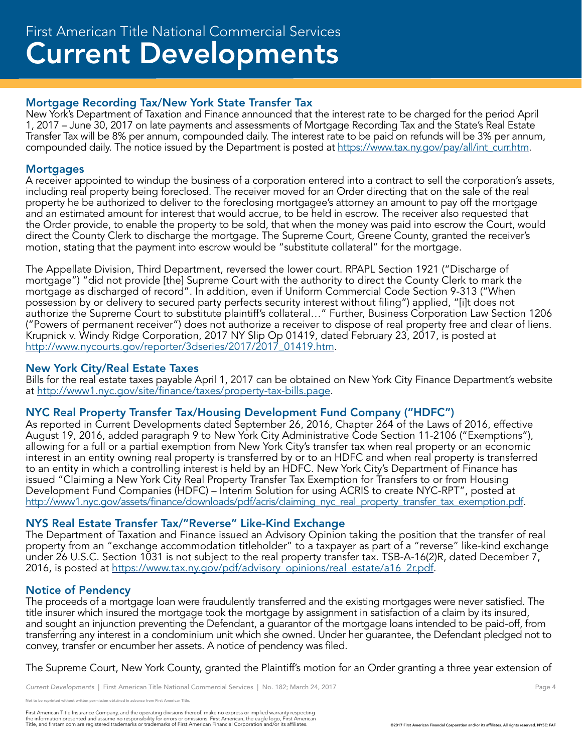## Mortgage Recording Tax/New York State Transfer Tax

New York's Department of Taxation and Finance announced that the interest rate to be charged for the period April 1, 2017 – June 30, 2017 on late payments and assessments of Mortgage Recording Tax and the State's Real Estate Transfer Tax will be 8% per annum, compounded daily. The interest rate to be paid on refunds will be 3% per annum, compounded daily. The notice issued by the Department is posted at https://www.tax.ny.gov/pay/all/int_curr.htm.

## Mortgages

A receiver appointed to windup the business of a corporation entered into a contract to sell the corporation's assets, including real property being foreclosed. The receiver moved for an Order directing that on the sale of the real property he be authorized to deliver to the foreclosing mortgagee's attorney an amount to pay off the mortgage and an estimated amount for interest that would accrue, to be held in escrow. The receiver also requested that the Order provide, to enable the property to be sold, that when the money was paid into escrow the Court, would direct the County Clerk to discharge the mortgage. The Supreme Court, Greene County, granted the receiver's motion, stating that the payment into escrow would be "substitute collateral" for the mortgage.

The Appellate Division, Third Department, reversed the lower court. RPAPL Section 1921 ("Discharge of mortgage") "did not provide [the] Supreme Court with the authority to direct the County Clerk to mark the mortgage as discharged of record". In addition, even if Uniform Commercial Code Section 9-313 ("When possession by or delivery to secured party perfects security interest without filing") applied, "[i]t does not authorize the Supreme Court to substitute plaintiff's collateral…" Further, Business Corporation Law Section 1206 ("Powers of permanent receiver") does not authorize a receiver to dispose of real property free and clear of liens. Krupnick v. Windy Ridge Corporation, 2017 NY Slip Op 01419, dated February 23, 2017, is posted at http://www.nycourts.gov/reporter/3dseries/2017/2017_01419.htm.

## New York City/Real Estate Taxes

Bills for the real estate taxes payable April 1, 2017 can be obtained on New York City Finance Department's website at http://www1.nyc.gov/site/finance/taxes/property-tax-bills.page.

## NYC Real Property Transfer Tax/Housing Development Fund Company ("HDFC")

As reported in Current Developments dated September 26, 2016, Chapter 264 of the Laws of 2016, effective August 19, 2016, added paragraph 9 to New York City Administrative Code Section 11-2106 ("Exemptions"), allowing for a full or a partial exemption from New York City's transfer tax when real property or an economic interest in an entity owning real property is transferred by or to an HDFC and when real property is transferred to an entity in which a controlling interest is held by an HDFC. New York City's Department of Finance has issued "Claiming a New York City Real Property Transfer Tax Exemption for Transfers to or from Housing Development Fund Companies (HDFC) – Interim Solution for using ACRIS to create NYC-RPT", posted at http://www1.nyc.gov/assets/finance/downloads/pdf/acris/claiming_nyc_real_property_transfer_tax_exemption.pdf.

## NYS Real Estate Transfer Tax/"Reverse" Like-Kind Exchange

The Department of Taxation and Finance issued an Advisory Opinion taking the position that the transfer of real property from an "exchange accommodation titleholder" to a taxpayer as part of a "reverse" like-kind exchange under 26 U.S.C. Section 1031 is not subject to the real property transfer tax. TSB-A-16(2)R, dated December 7, 2016, is posted at https://www.tax.ny.gov/pdf/advisory_opinions/real_estate/a16_2r.pdf.

## Notice of Pendency

The proceeds of a mortgage loan were fraudulently transferred and the existing mortgages were never satisfied. The title insurer which insured the mortgage took the mortgage by assignment in satisfaction of a claim by its insured, and sought an injunction preventing the Defendant, a guarantor of the mortgage loans intended to be paid-off, from transferring any interest in a condominium unit which she owned. Under her guarantee, the Defendant pledged not to convey, transfer or encumber her assets. A notice of pendency was filed.

The Supreme Court, New York County, granted the Plaintiff's motion for an Order granting a three year extension of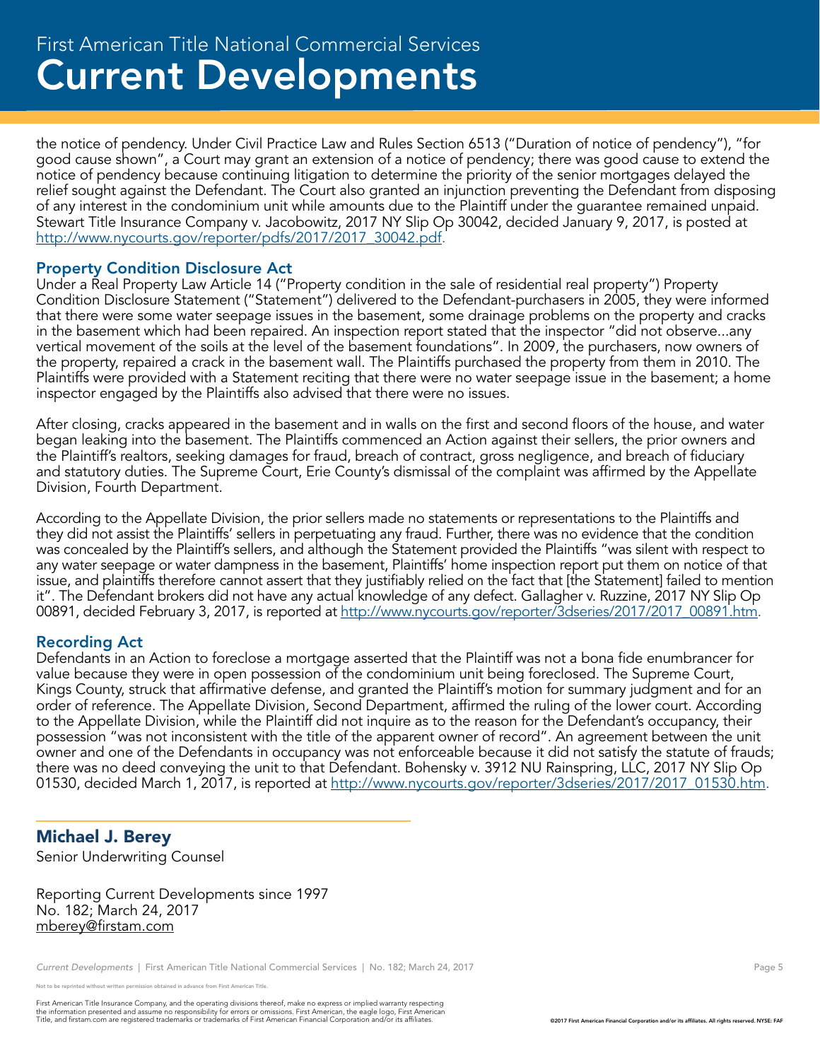the notice of pendency. Under Civil Practice Law and Rules Section 6513 ("Duration of notice of pendency"), "for good cause shown", a Court may grant an extension of a notice of pendency; there was good cause to extend the notice of pendency because continuing litigation to determine the priority of the senior mortgages delayed the relief sought against the Defendant. The Court also granted an injunction preventing the Defendant from disposing of any interest in the condominium unit while amounts due to the Plaintiff under the guarantee remained unpaid. Stewart Title Insurance Company v. Jacobowitz, 2017 NY Slip Op 30042, decided January 9, 2017, is posted at http://www.nycourts.gov/reporter/pdfs/2017/2017_30042.pdf.

## Property Condition Disclosure Act

Under a Real Property Law Article 14 ("Property condition in the sale of residential real property") Property Condition Disclosure Statement ("Statement") delivered to the Defendant-purchasers in 2005, they were informed that there were some water seepage issues in the basement, some drainage problems on the property and cracks in the basement which had been repaired. An inspection report stated that the inspector "did not observe...any vertical movement of the soils at the level of the basement foundations". In 2009, the purchasers, now owners of the property, repaired a crack in the basement wall. The Plaintiffs purchased the property from them in 2010. The Plaintiffs were provided with a Statement reciting that there were no water seepage issue in the basement; a home inspector engaged by the Plaintiffs also advised that there were no issues.

After closing, cracks appeared in the basement and in walls on the first and second floors of the house, and water began leaking into the basement. The Plaintiffs commenced an Action against their sellers, the prior owners and the Plaintiff's realtors, seeking damages for fraud, breach of contract, gross negligence, and breach of fiduciary and statutory duties. The Supreme Court, Erie County's dismissal of the complaint was affirmed by the Appellate Division, Fourth Department.

According to the Appellate Division, the prior sellers made no statements or representations to the Plaintiffs and they did not assist the Plaintiffs' sellers in perpetuating any fraud. Further, there was no evidence that the condition was concealed by the Plaintiff's sellers, and although the Statement provided the Plaintiffs "was silent with respect to any water seepage or water dampness in the basement, Plaintiffs' home inspection report put them on notice of that issue, and plaintiffs therefore cannot assert that they justifiably relied on the fact that [the Statement] failed to mention it". The Defendant brokers did not have any actual knowledge of any defect. Gallagher v. Ruzzine, 2017 NY Slip Op 00891, decided February 3, 2017, is reported at http://www.nycourts.gov/reporter/3dseries/2017/2017_00891.htm.

## Recording Act

Defendants in an Action to foreclose a mortgage asserted that the Plaintiff was not a bona fide enumbrancer for value because they were in open possession of the condominium unit being foreclosed. The Supreme Court, Kings County, struck that affirmative defense, and granted the Plaintiff's motion for summary judgment and for an order of reference. The Appellate Division, Second Department, affirmed the ruling of the lower court. According to the Appellate Division, while the Plaintiff did not inquire as to the reason for the Defendant's occupancy, their possession "was not inconsistent with the title of the apparent owner of record". An agreement between the unit owner and one of the Defendants in occupancy was not enforceable because it did not satisfy the statute of frauds; there was no deed conveying the unit to that Defendant. Bohensky v. 3912 NU Rainspring, LLC, 2017 NY Slip Op 01530, decided March 1, 2017, is reported at http://www.nycourts.gov/reporter/3dseries/2017/2017_01530.htm.

---

**Michael J. Berey**
Senior Underwriting Counsel

Reporting Current Developments since 1997
No. 182; March 24, 2017
mberey@firstam.com

Not to be reprinted without written permission obtained in advance from First American Title.

First American Title Insurance Company, and the operating divisions thereof, make no express or implied warranty respecting the information presented and assume no responsibility for errors or omissions. First American, the eagle logo, First American Title, and firstam.com are registered trademarks or trademarks of First American Financial Corporation and/or its affiliates.

©2017 First American Financial Corporation and/or its affiliates. All rights reserved. NYSE: FAF